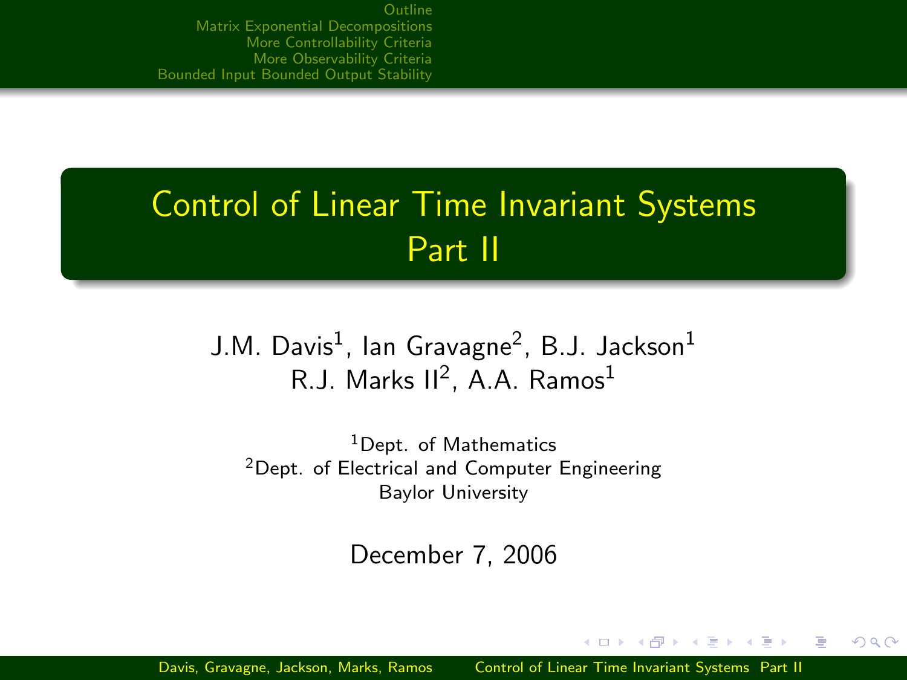# Control of Linear Time Invariant Systems Part II

J.M. Davis[1], Ian Gravagne[2], B.J. Jackson[1]
R.J. Marks II[2], A.A. Ramos[1]

[1]Dept. of Mathematics
[2]Dept. of Electrical and Computer Engineering
Baylor University

December 7, 2006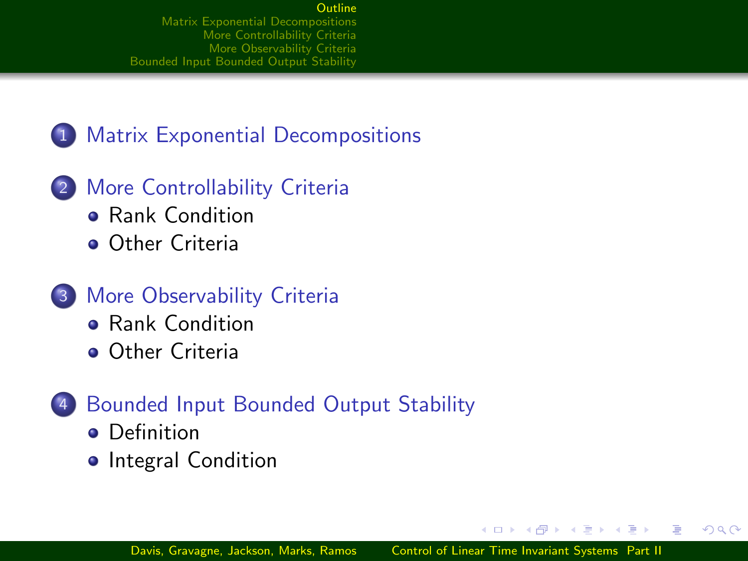1. Matrix Exponential Decompositions

2. More Controllability Criteria
   - Rank Condition
   - Other Criteria

3. More Observability Criteria
   - Rank Condition
   - Other Criteria

4. Bounded Input Bounded Output Stability
   - Definition
   - Integral Condition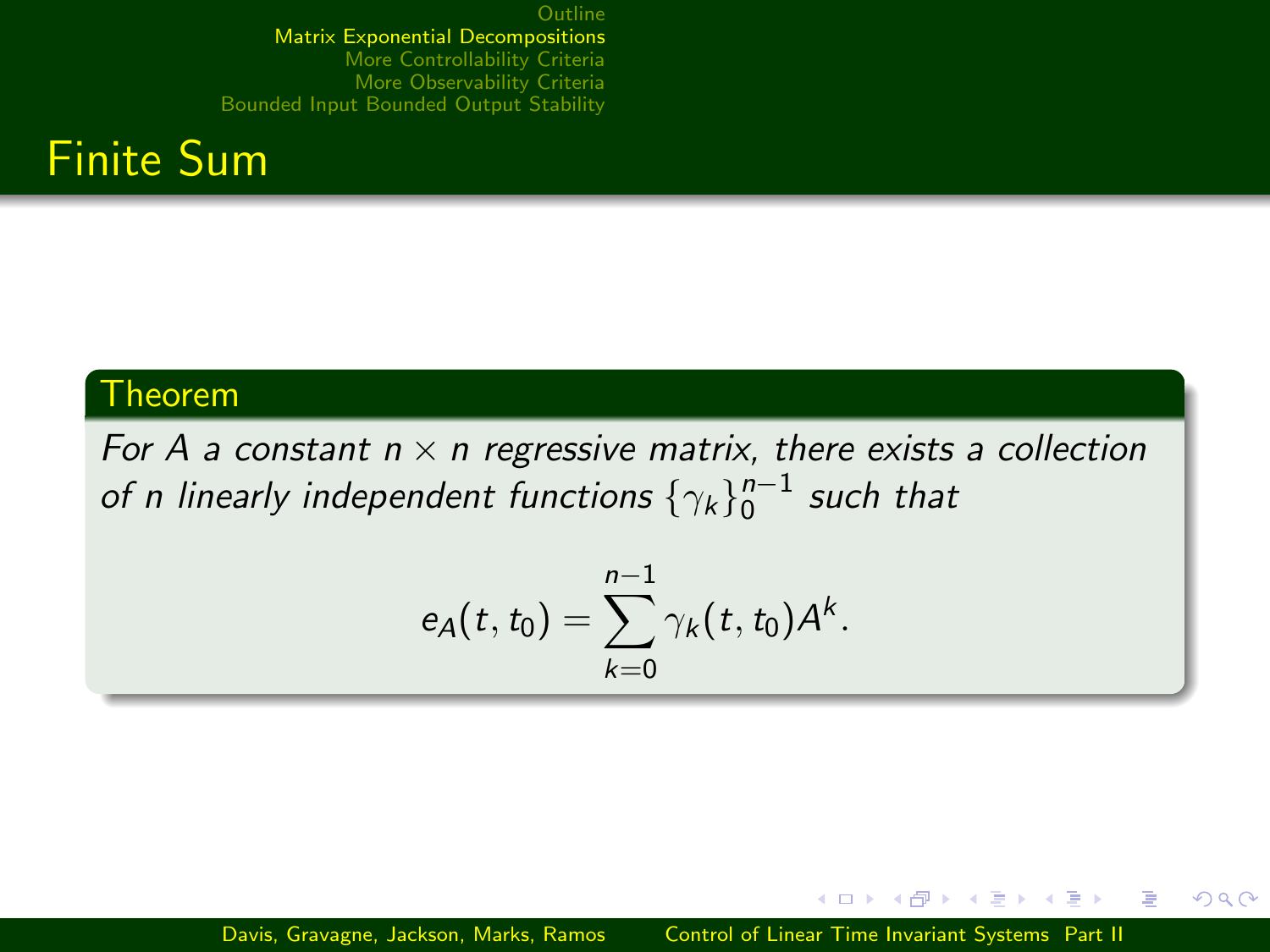# Finite Sum

**Theorem**

*For $A$ a constant $n \times n$ regressive matrix, there exists a collection of $n$ linearly independent functions $\{\gamma_k\}_0^{n-1}$ such that*

$$e_A(t, t_0) = \sum_{k=0}^{n-1} \gamma_k(t, t_0) A^k.$$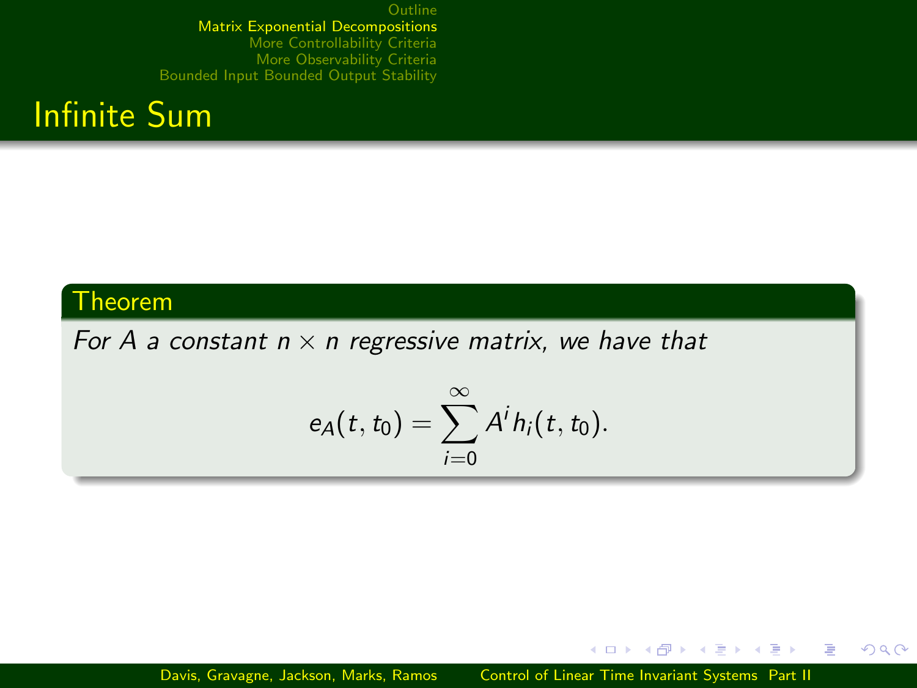# Infinite Sum

**Theorem**

*For $A$ a constant $n \times n$ regressive matrix, we have that*

$$e_A(t, t_0) = \sum_{i=0}^{\infty} A^i h_i(t, t_0).$$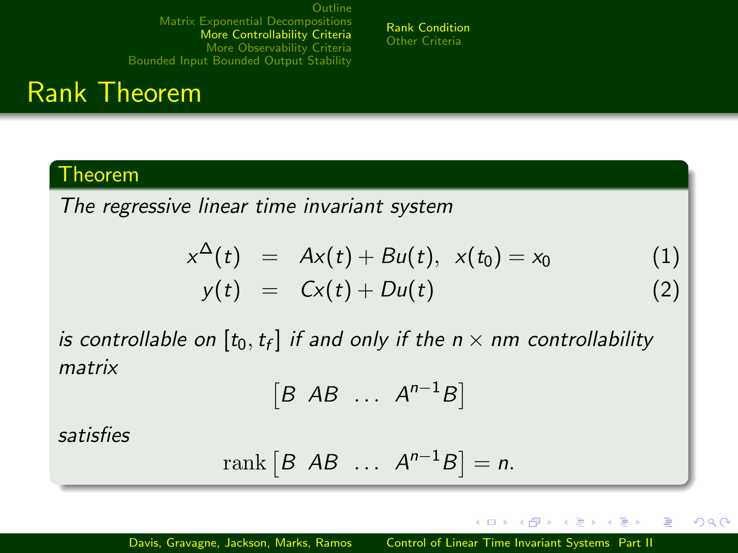# Rank Theorem

**Theorem**

*The regressive linear time invariant system*

$$x^{\Delta}(t) = Ax(t) + Bu(t), \;\; x(t_0) = x_0 \tag{1}$$

$$y(t) = Cx(t) + Du(t) \tag{2}$$

*is controllable on* $[t_0, t_f]$ *if and only if the* $n \times nm$ *controllability matrix*

$$\begin{bmatrix} B & AB & \dots & A^{n-1}B \end{bmatrix}$$

*satisfies*

$$\operatorname{rank} \begin{bmatrix} B & AB & \dots & A^{n-1}B \end{bmatrix} = n.$$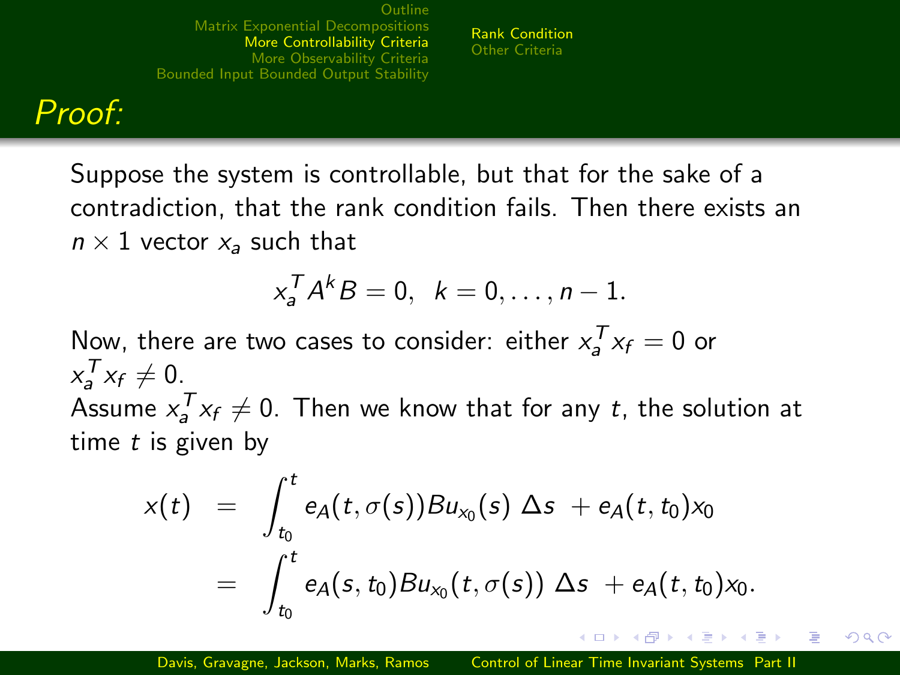# Proof:

Suppose the system is controllable, but that for the sake of a contradiction, that the rank condition fails. Then there exists an $n \times 1$ vector $x_a$ such that

$$x_a^T A^k B = 0, \quad k = 0, \ldots, n-1.$$

Now, there are two cases to consider: either $x_a^T x_f = 0$ or $x_a^T x_f \neq 0$.

Assume $x_a^T x_f \neq 0$. Then we know that for any $t$, the solution at time $t$ is given by

$$\begin{aligned}
x(t) &= \int_{t_0}^{t} e_A(t, \sigma(s)) B u_{x_0}(s) \, \Delta s \; + e_A(t, t_0) x_0 \\
&= \int_{t_0}^{t} e_A(s, t_0) B u_{x_0}(t, \sigma(s)) \, \Delta s \; + e_A(t, t_0) x_0.
\end{aligned}$$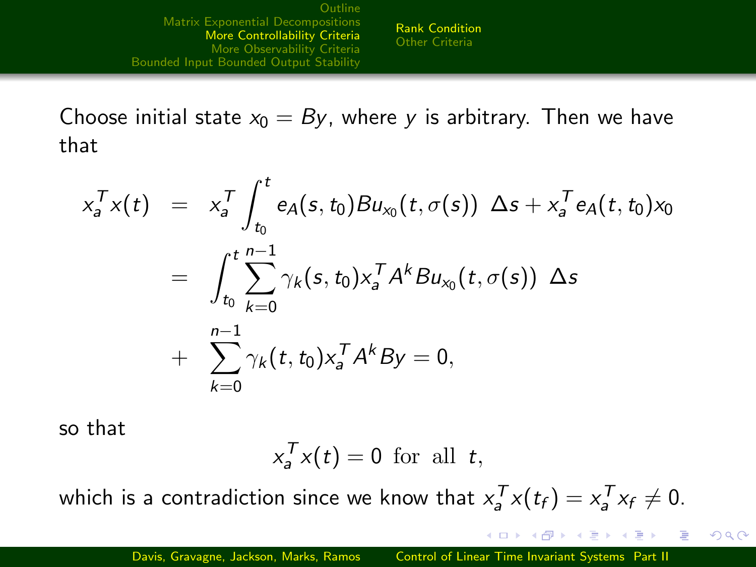Choose initial state $x_0 = By$, where $y$ is arbitrary. Then we have that

$$
\begin{aligned}
x_a^T x(t) &= x_a^T \int_{t_0}^{t} e_A(s, t_0) B u_{x_0}(t, \sigma(s)) \ \Delta s + x_a^T e_A(t, t_0) x_0 \\
&= \int_{t_0}^{t} \sum_{k=0}^{n-1} \gamma_k(s, t_0) x_a^T A^k B u_{x_0}(t, \sigma(s)) \ \Delta s \\
&+ \sum_{k=0}^{n-1} \gamma_k(t, t_0) x_a^T A^k B y = 0,
\end{aligned}
$$

so that

$$
x_a^T x(t) = 0 \ \text{ for all } \ t,
$$

which is a contradiction since we know that $x_a^T x(t_f) = x_a^T x_f \neq 0$.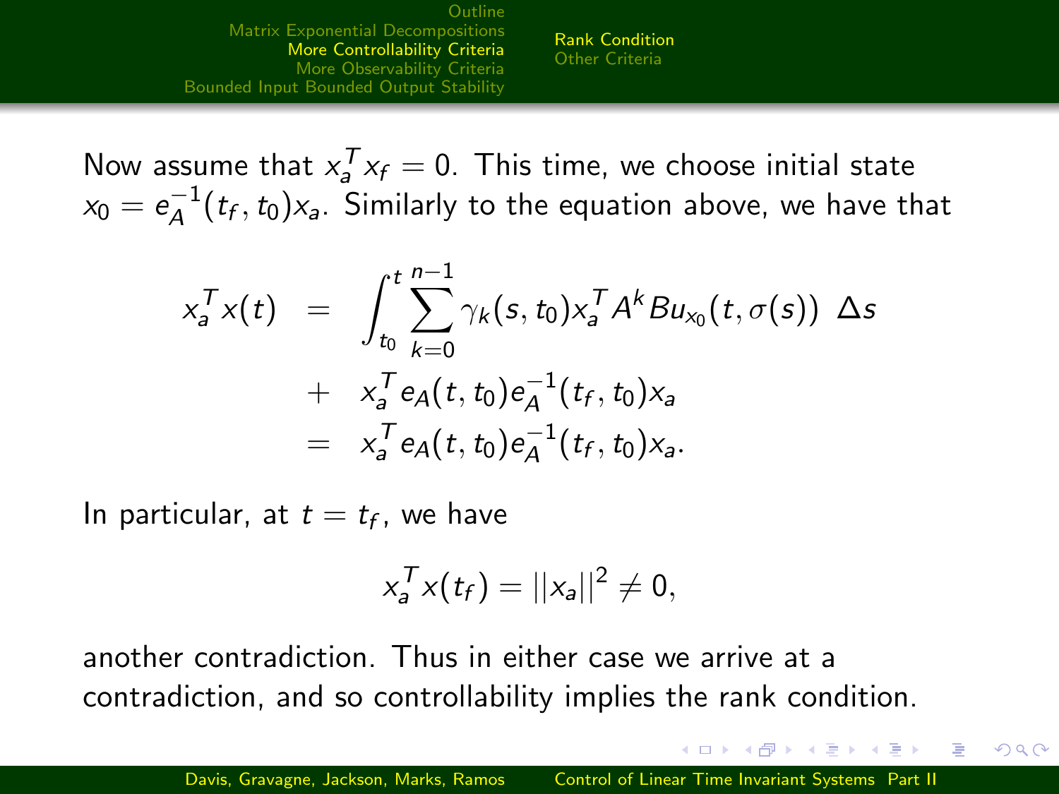Now assume that $x_a^T x_f = 0$. This time, we choose initial state $x_0 = e_A^{-1}(t_f, t_0)x_a$. Similarly to the equation above, we have that

$$
\begin{aligned}
x_a^T x(t) &= \int_{t_0}^{t} \sum_{k=0}^{n-1} \gamma_k(s, t_0) x_a^T A^k B u_{x_0}(t, \sigma(s)) \ \Delta s \\
&\quad + \ x_a^T e_A(t, t_0) e_A^{-1}(t_f, t_0) x_a \\
&= \ x_a^T e_A(t, t_0) e_A^{-1}(t_f, t_0) x_a.
\end{aligned}
$$

In particular, at $t = t_f$, we have

$$
x_a^T x(t_f) = ||x_a||^2 \neq 0,
$$

another contradiction. Thus in either case we arrive at a contradiction, and so controllability implies the rank condition.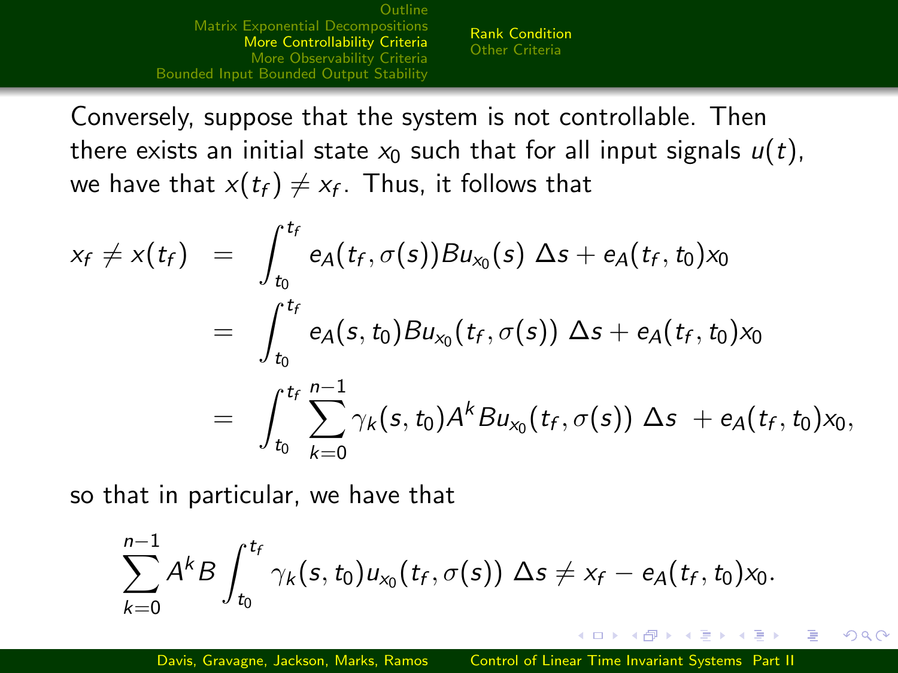Conversely, suppose that the system is not controllable. Then there exists an initial state $x_0$ such that for all input signals $u(t)$, we have that $x(t_f) \neq x_f$. Thus, it follows that

$$
\begin{aligned}
x_f \neq x(t_f) &= \int_{t_0}^{t_f} e_A(t_f, \sigma(s)) B u_{x_0}(s) \, \Delta s + e_A(t_f, t_0) x_0 \\
&= \int_{t_0}^{t_f} e_A(s, t_0) B u_{x_0}(t_f, \sigma(s)) \, \Delta s + e_A(t_f, t_0) x_0 \\
&= \int_{t_0}^{t_f} \sum_{k=0}^{n-1} \gamma_k(s, t_0) A^k B u_{x_0}(t_f, \sigma(s)) \, \Delta s \; + e_A(t_f, t_0) x_0,
\end{aligned}
$$

so that in particular, we have that

$$
\sum_{k=0}^{n-1} A^k B \int_{t_0}^{t_f} \gamma_k(s, t_0) u_{x_0}(t_f, \sigma(s)) \, \Delta s \neq x_f - e_A(t_f, t_0) x_0.
$$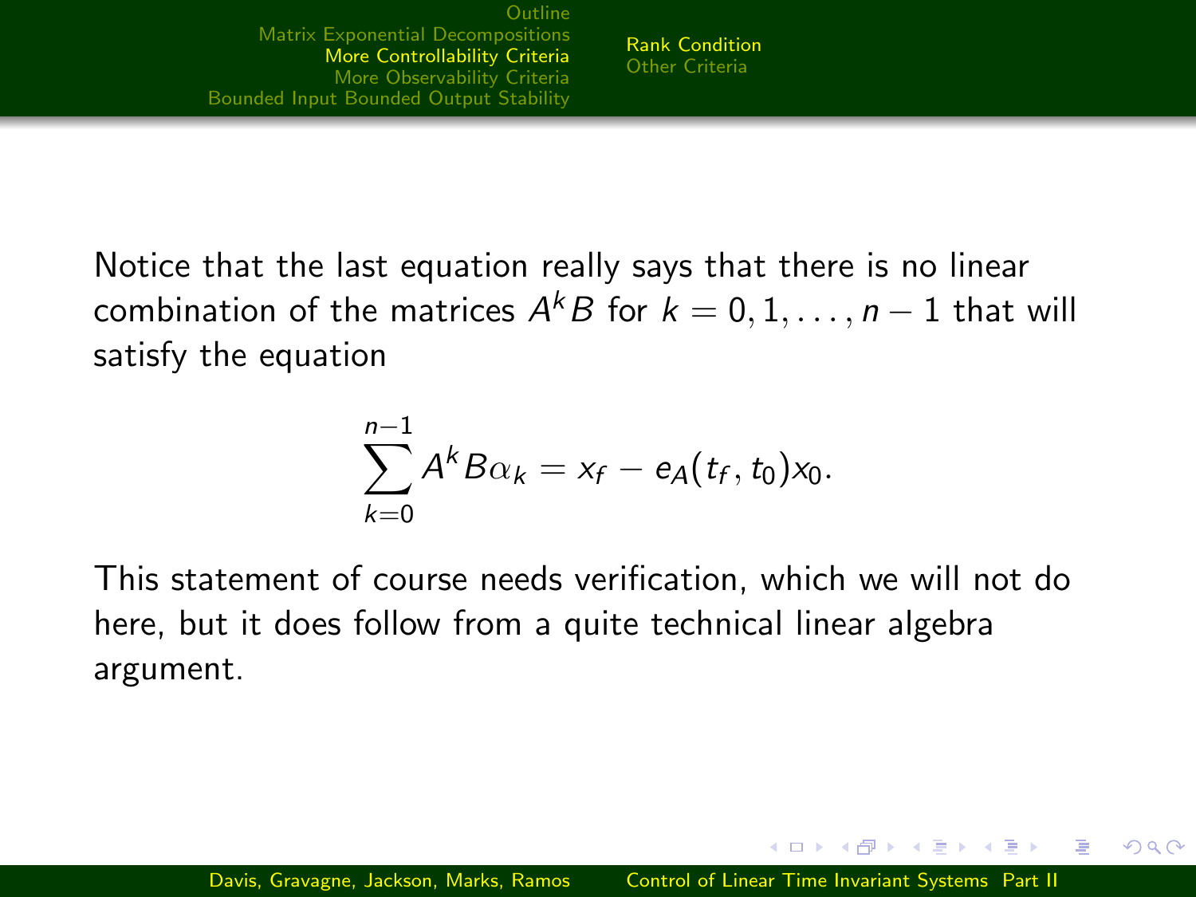Notice that the last equation really says that there is no linear combination of the matrices $A^k B$ for $k = 0, 1, \ldots, n-1$ that will satisfy the equation

$$\sum_{k=0}^{n-1} A^k B \alpha_k = x_f - e_A(t_f, t_0) x_0.$$

This statement of course needs verification, which we will not do here, but it does follow from a quite technical linear algebra argument.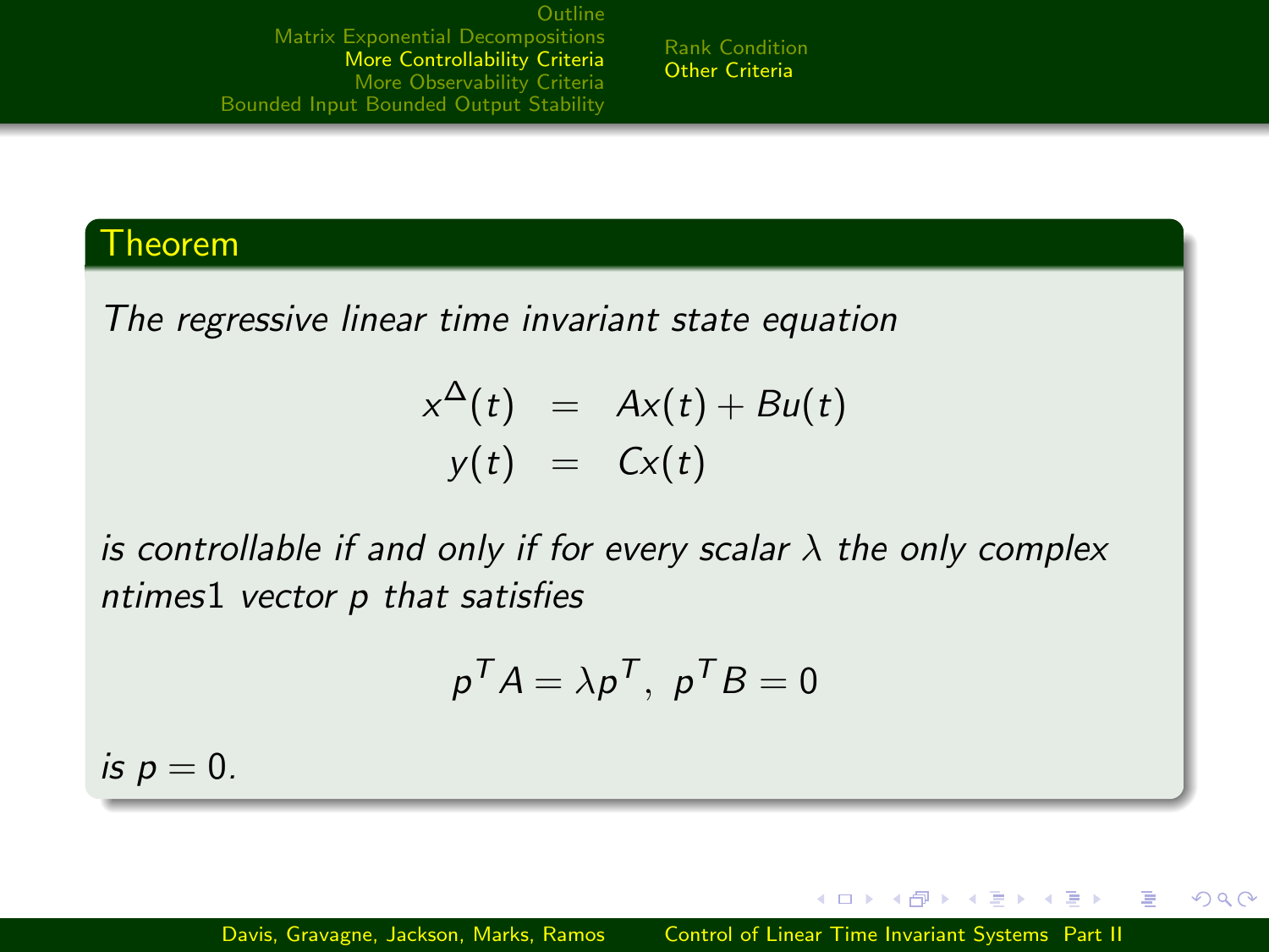### Theorem

*The regressive linear time invariant state equation*

$$
\begin{aligned}
x^{\Delta}(t) &= Ax(t) + Bu(t) \\
y(t) &= Cx(t)
\end{aligned}
$$

*is controllable if and only if for every scalar $\lambda$ the only complex ntimes1 vector $p$ that satisfies*

$$p^T A = \lambda p^T, \; p^T B = 0$$

*is $p = 0$.*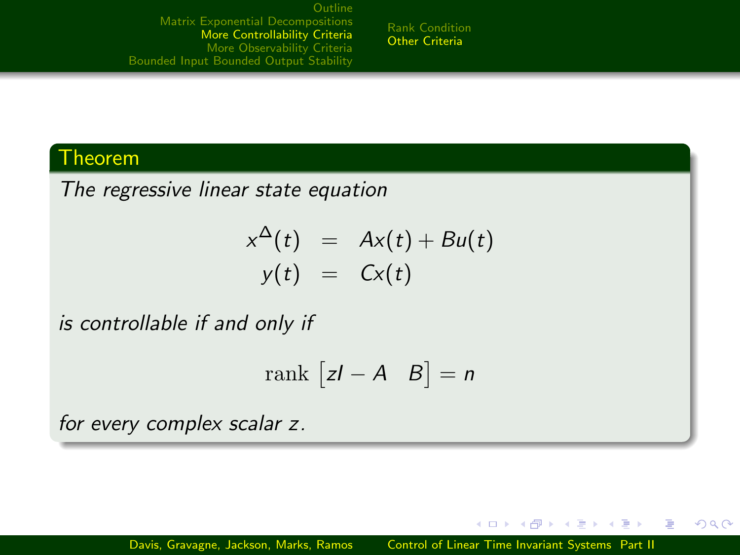**Theorem**

*The regressive linear state equation*

$$
\begin{aligned}
x^{\Delta}(t) &= Ax(t) + Bu(t) \\
y(t) &= Cx(t)
\end{aligned}
$$

*is controllable if and only if*

$$
\operatorname{rank} \begin{bmatrix} zI - A & B \end{bmatrix} = n
$$

*for every complex scalar $z$.*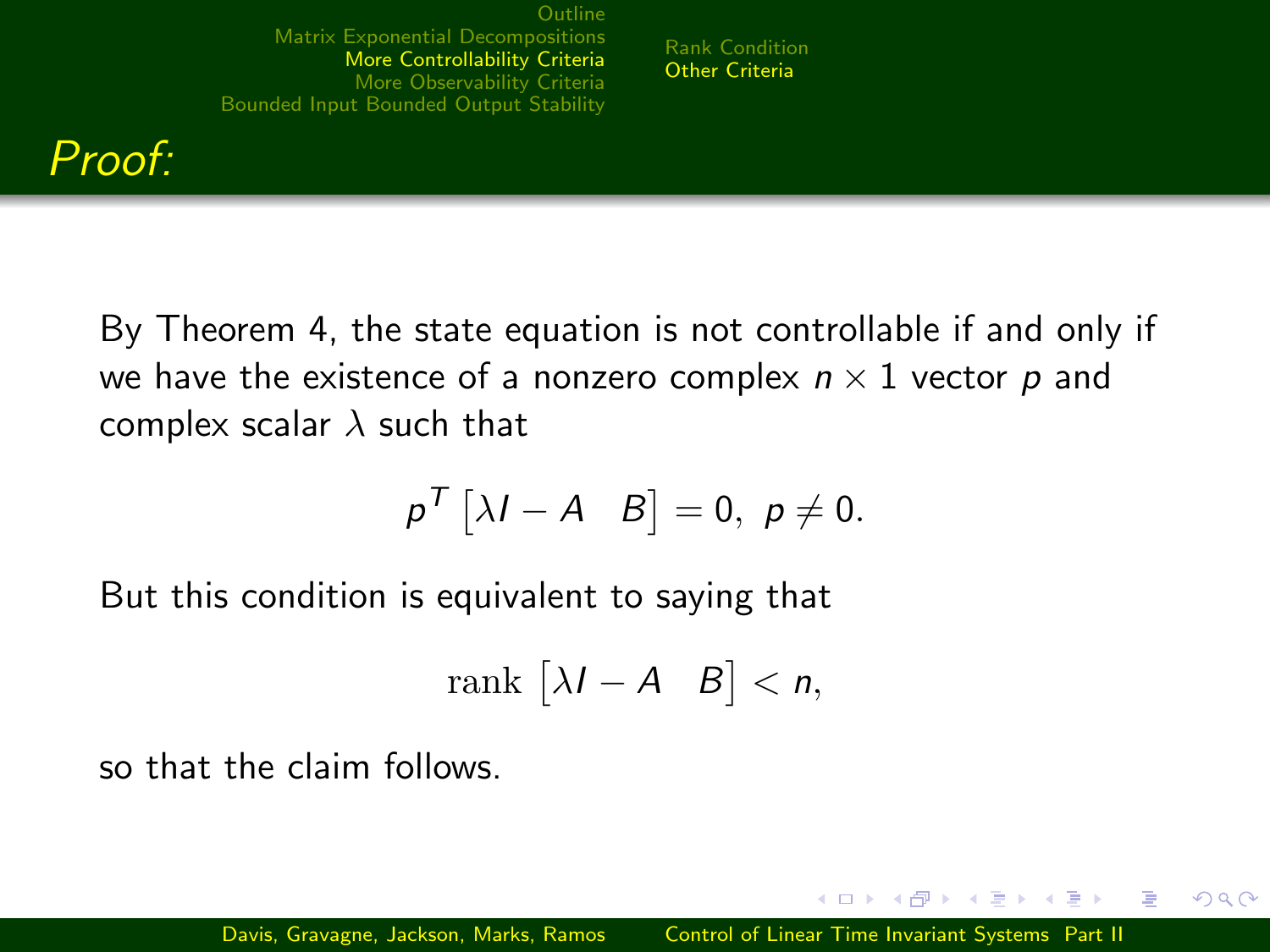## *Proof:*

By Theorem 4, the state equation is not controllable if and only if we have the existence of a nonzero complex $n \times 1$ vector $p$ and complex scalar $\lambda$ such that

$$p^T \begin{bmatrix} \lambda I - A & B \end{bmatrix} = 0, \; p \neq 0.$$

But this condition is equivalent to saying that

$$\text{rank} \begin{bmatrix} \lambda I - A & B \end{bmatrix} < n,$$

so that the claim follows.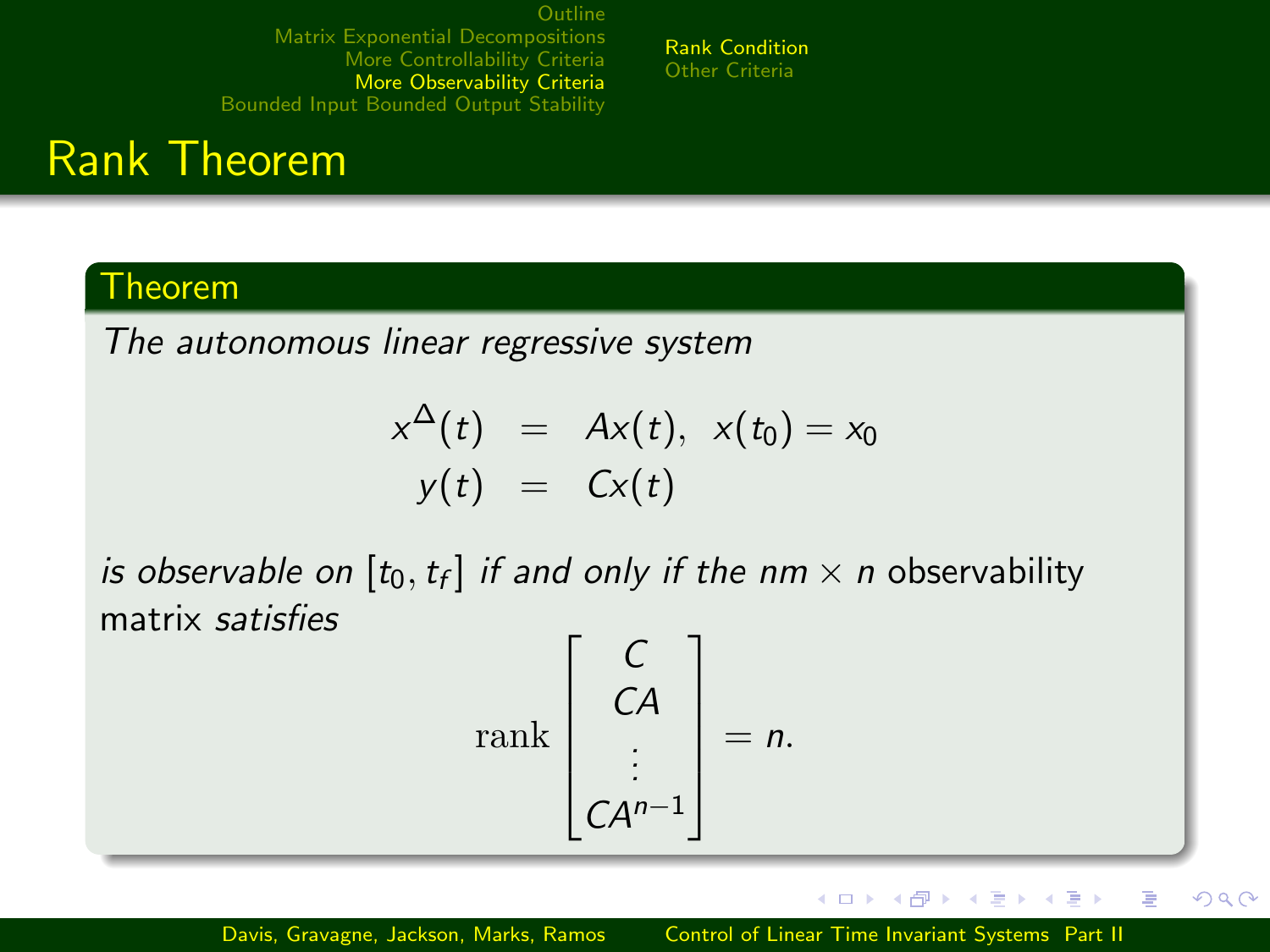# Rank Theorem

**Theorem**

*The autonomous linear regressive system*

$$
\begin{aligned}
x^{\Delta}(t) &= Ax(t), \;\; x(t_0) = x_0 \\
y(t) &= Cx(t)
\end{aligned}
$$

*is observable on* $[t_0, t_f]$ *if and only if the* $nm \times n$ observability matrix *satisfies*

$$
\operatorname{rank} \begin{bmatrix} C \\ CA \\ \vdots \\ CA^{n-1} \end{bmatrix} = n.
$$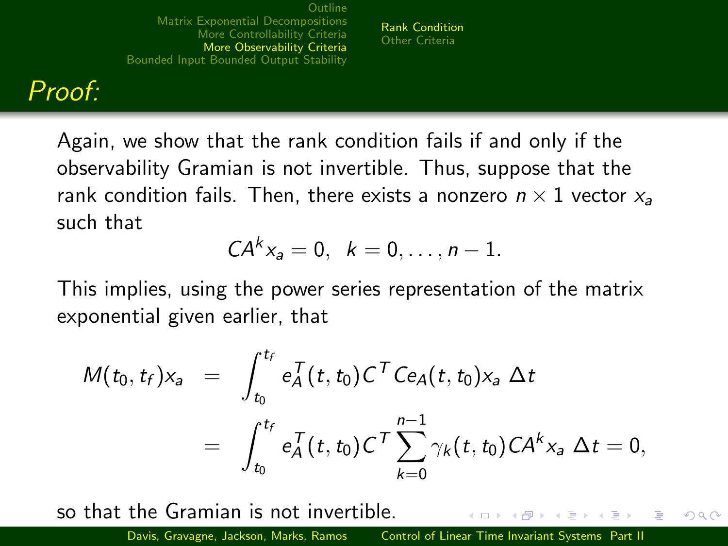## Proof:

Again, we show that the rank condition fails if and only if the observability Gramian is not invertible. Thus, suppose that the rank condition fails. Then, there exists a nonzero $n \times 1$ vector $x_a$ such that

$$CA^k x_a = 0, \;\; k = 0, \ldots, n-1.$$

This implies, using the power series representation of the matrix exponential given earlier, that

$$\begin{aligned} M(t_0, t_f)x_a &= \int_{t_0}^{t_f} e_A^T(t, t_0) C^T C e_A(t, t_0) x_a \, \Delta t \\ &= \int_{t_0}^{t_f} e_A^T(t, t_0) C^T \sum_{k=0}^{n-1} \gamma_k(t, t_0) CA^k x_a \, \Delta t = 0, \end{aligned}$$

so that the Gramian is not invertible.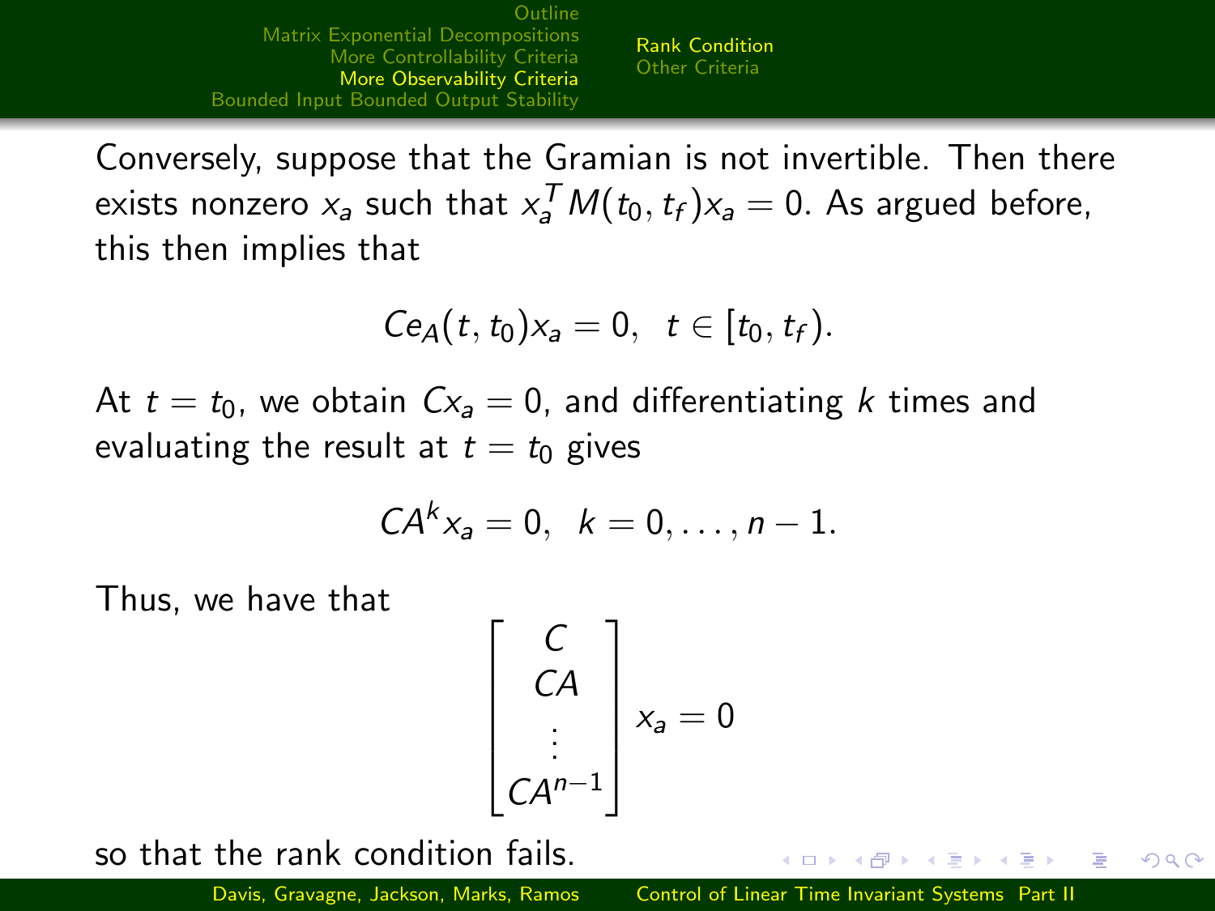Conversely, suppose that the Gramian is not invertible. Then there exists nonzero $x_a$ such that $x_a^T M(t_0, t_f) x_a = 0$. As argued before, this then implies that

$$C e_A(t, t_0) x_a = 0, \quad t \in [t_0, t_f).$$

At $t = t_0$, we obtain $C x_a = 0$, and differentiating $k$ times and evaluating the result at $t = t_0$ gives

$$C A^k x_a = 0, \quad k = 0, \ldots, n-1.$$

Thus, we have that

$$\begin{bmatrix} C \\ CA \\ \vdots \\ CA^{n-1} \end{bmatrix} x_a = 0$$

so that the rank condition fails.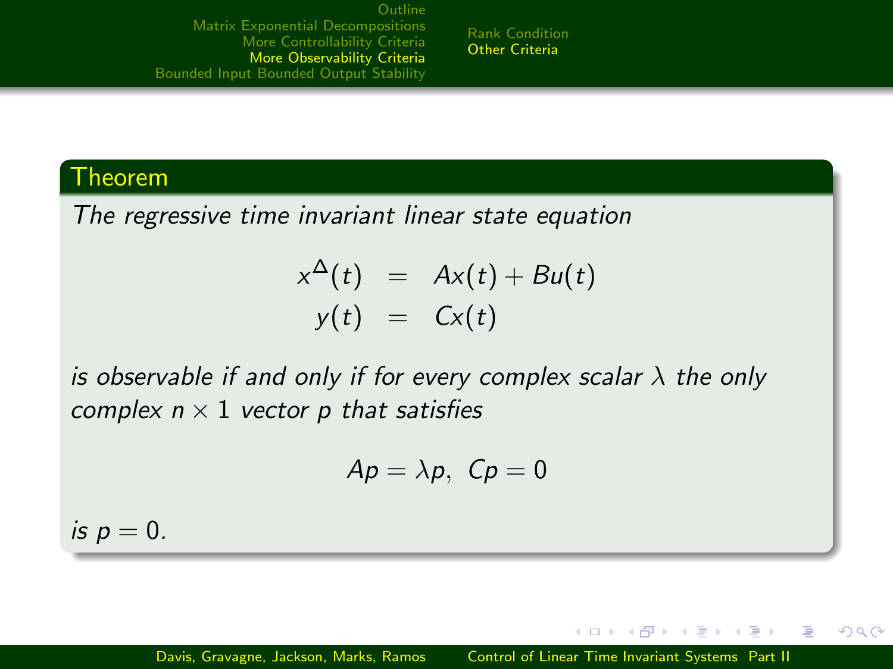## Theorem

*The regressive time invariant linear state equation*

$$
\begin{aligned}
x^{\Delta}(t) &= Ax(t) + Bu(t) \\
y(t) &= Cx(t)
\end{aligned}
$$

*is observable if and only if for every complex scalar $\lambda$ the only complex $n \times 1$ vector $p$ that satisfies*

$$
Ap = \lambda p, \;\; Cp = 0
$$

*is $p = 0$.*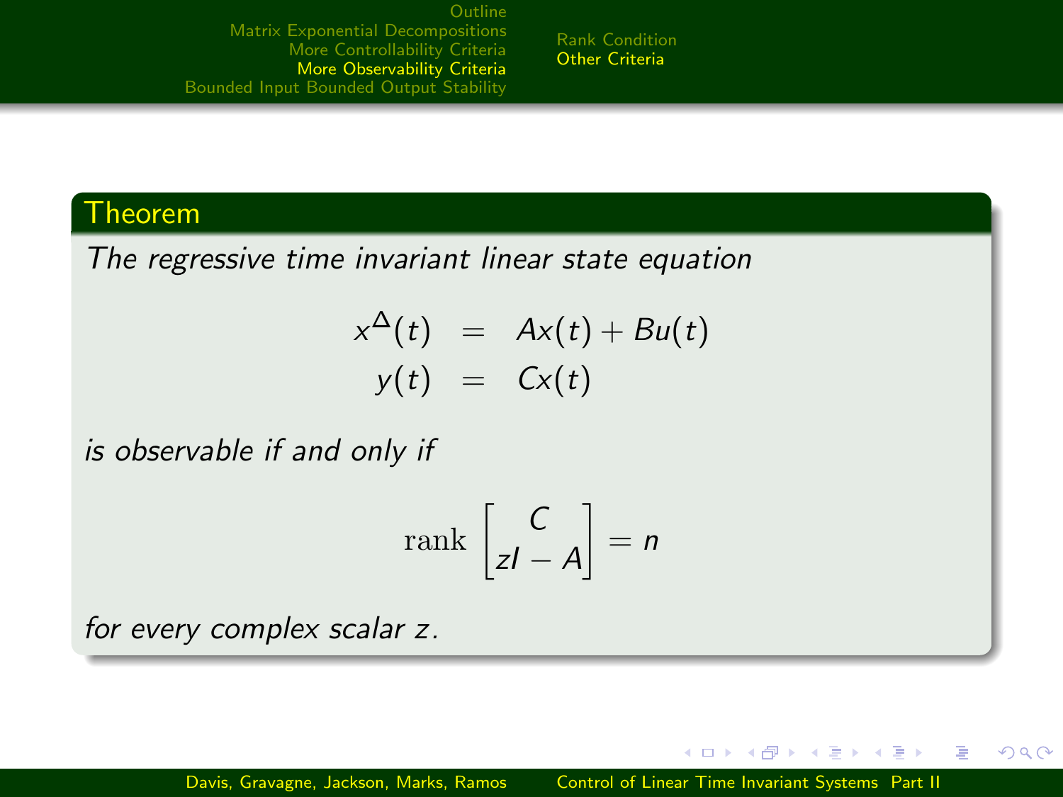**Theorem**

*The regressive time invariant linear state equation*

$$
\begin{aligned}
x^{\Delta}(t) &= Ax(t) + Bu(t) \\
y(t) &= Cx(t)
\end{aligned}
$$

*is observable if and only if*

$$
\operatorname{rank} \begin{bmatrix} C \\ zI - A \end{bmatrix} = n
$$

*for every complex scalar $z$.*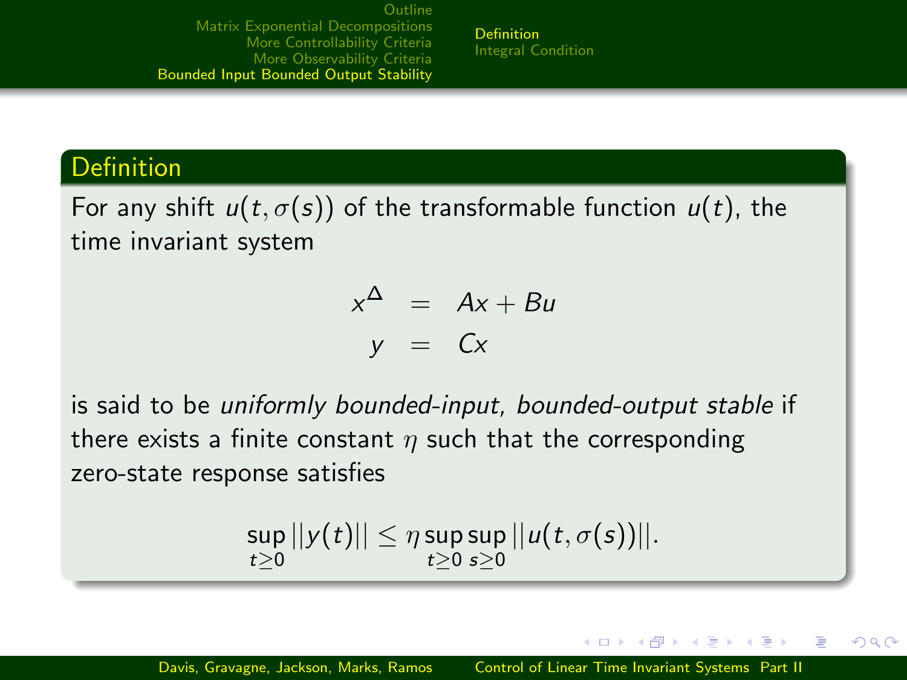## Definition

For any shift $u(t, \sigma(s))$ of the transformable function $u(t)$, the time invariant system

$$
\begin{aligned}
x^{\Delta} &= Ax + Bu \\
y &= Cx
\end{aligned}
$$

is said to be *uniformly bounded-input, bounded-output stable* if there exists a finite constant $\eta$ such that the corresponding zero-state response satisfies

$$
\sup_{t \geq 0} ||y(t)|| \leq \eta \sup_{t \geq 0} \sup_{s \geq 0} ||u(t, \sigma(s))||.
$$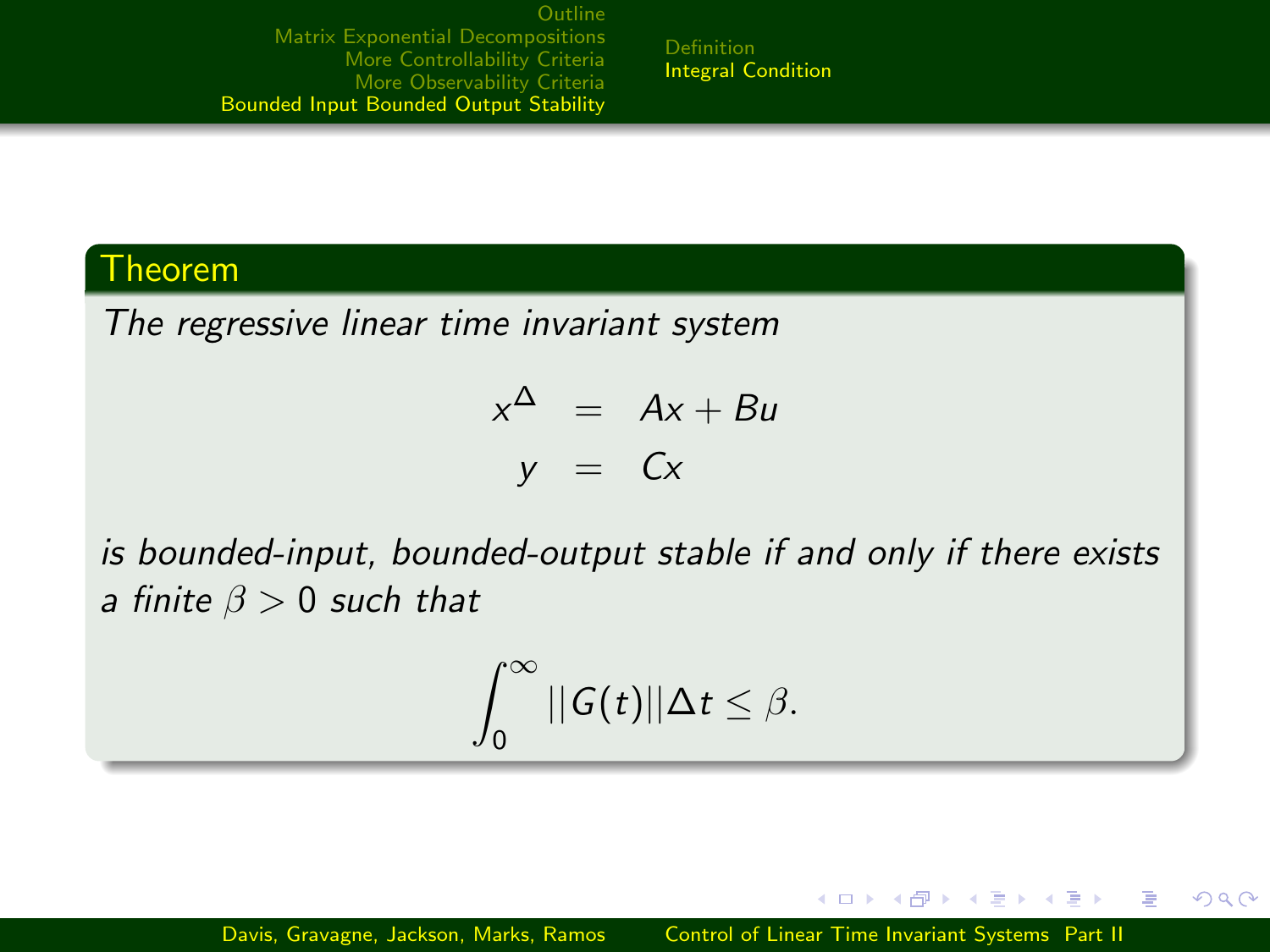### Theorem

*The regressive linear time invariant system*

$$
\begin{aligned}
x^{\Delta} &= Ax + Bu \\
y &= Cx
\end{aligned}
$$

*is bounded-input, bounded-output stable if and only if there exists a finite* $\beta > 0$ *such that*

$$\int_0^{\infty} ||G(t)|| \Delta t \leq \beta.$$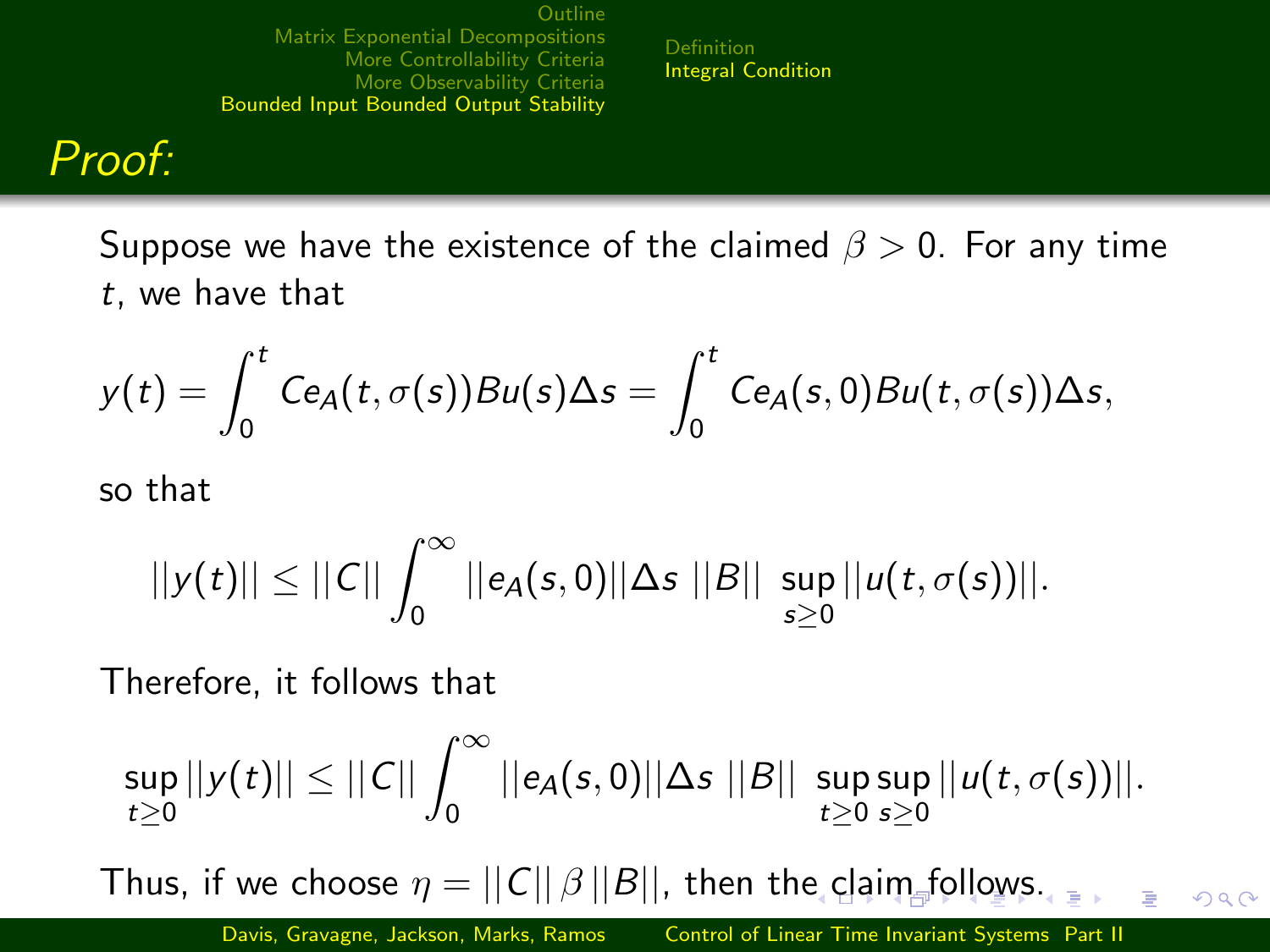# Proof:

Suppose we have the existence of the claimed $\beta > 0$. For any time $t$, we have that

$$y(t) = \int_0^t Ce_A(t, \sigma(s))Bu(s)\Delta s = \int_0^t Ce_A(s, 0)Bu(t, \sigma(s))\Delta s,$$

so that

$$||y(t)|| \leq ||C|| \int_0^\infty ||e_A(s, 0)||\Delta s \; ||B|| \; \sup_{s \geq 0} ||u(t, \sigma(s))||.$$

Therefore, it follows that

$$\sup_{t \geq 0} ||y(t)|| \leq ||C|| \int_0^\infty ||e_A(s, 0)||\Delta s \; ||B|| \; \sup_{t \geq 0} \sup_{s \geq 0} ||u(t, \sigma(s))||.$$

Thus, if we choose $\eta = ||C|| \, \beta \, ||B||$, then the claim follows.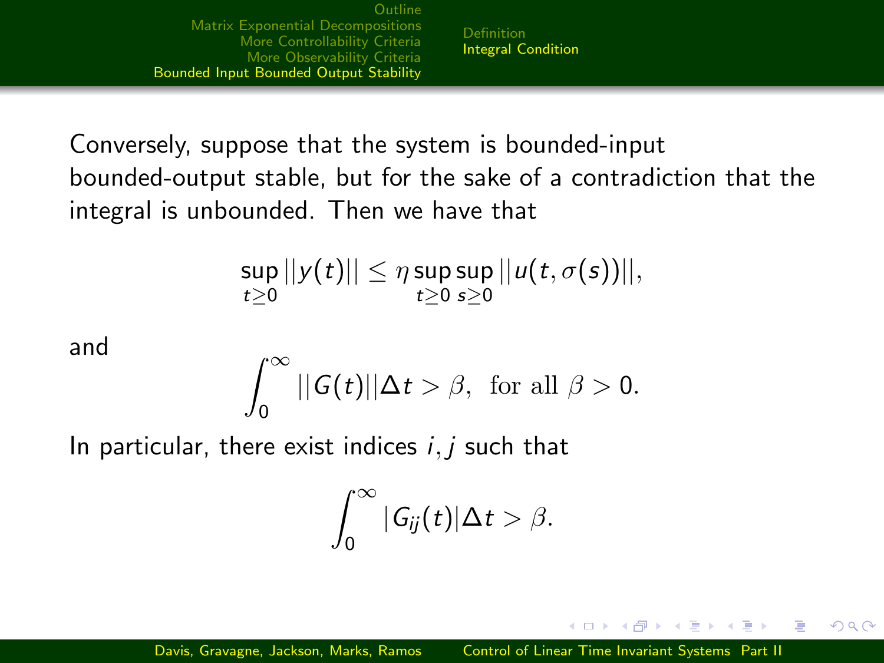Conversely, suppose that the system is bounded-input bounded-output stable, but for the sake of a contradiction that the integral is unbounded. Then we have that

$$\sup_{t \geq 0} ||y(t)|| \leq \eta \sup_{t \geq 0} \sup_{s \geq 0} ||u(t, \sigma(s))||,$$

and

$$\int_0^\infty ||G(t)|| \Delta t > \beta, \text{ for all } \beta > 0.$$

In particular, there exist indices $i, j$ such that

$$\int_0^\infty |G_{ij}(t)| \Delta t > \beta.$$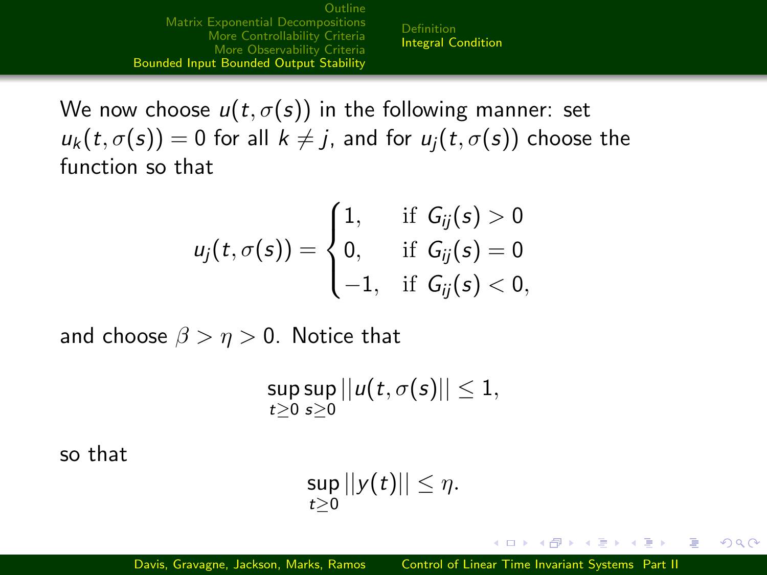We now choose $u(t, \sigma(s))$ in the following manner: set $u_k(t, \sigma(s)) = 0$ for all $k \neq j$, and for $u_j(t, \sigma(s))$ choose the function so that

$$u_j(t, \sigma(s)) = \begin{cases} 1, & \text{if } G_{ij}(s) > 0 \\ 0, & \text{if } G_{ij}(s) = 0 \\ -1, & \text{if } G_{ij}(s) < 0, \end{cases}$$

and choose $\beta > \eta > 0$. Notice that

$$\sup_{t \geq 0} \sup_{s \geq 0} ||u(t, \sigma(s))|| \leq 1,$$

so that

$$\sup_{t \geq 0} ||y(t)|| \leq \eta.$$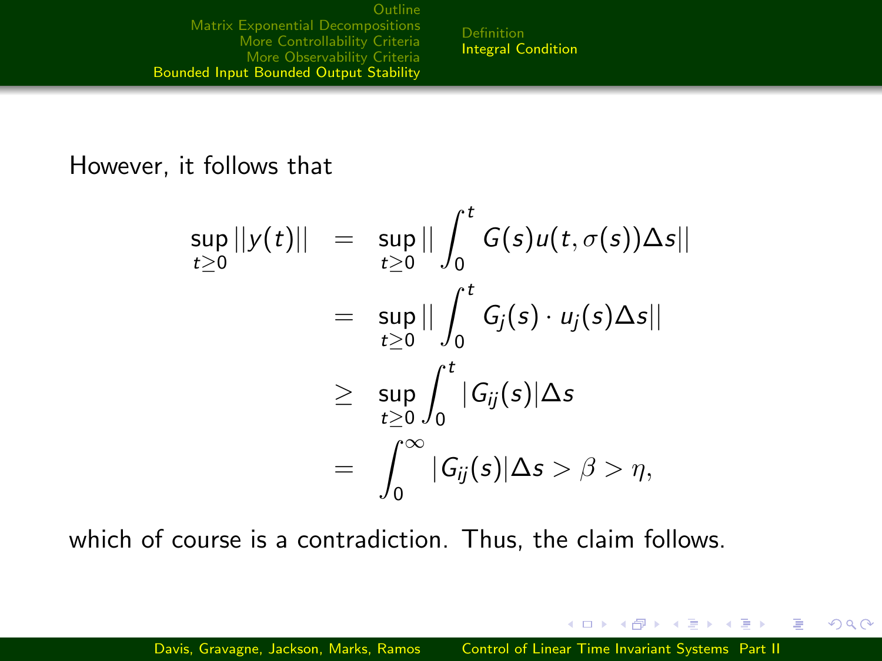However, it follows that

$$
\begin{aligned}
\sup_{t \geq 0} ||y(t)|| &= \sup_{t \geq 0} || \int_0^t G(s) u(t, \sigma(s)) \Delta s || \\
&= \sup_{t \geq 0} || \int_0^t G_j(s) \cdot u_j(s) \Delta s || \\
&\geq \sup_{t \geq 0} \int_0^t |G_{ij}(s)| \Delta s \\
&= \int_0^\infty |G_{ij}(s)| \Delta s > \beta > \eta,
\end{aligned}
$$

which of course is a contradiction. Thus, the claim follows.